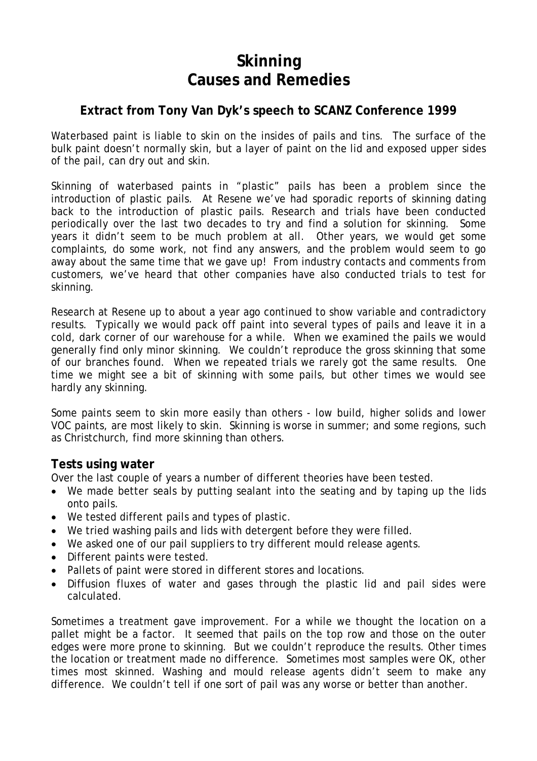# Skinning
# Causes and Remedies

### Extract from Tony Van Dyk's speech to SCANZ Conference 1999

Waterbased paint is liable to skin on the insides of pails and tins. The surface of the bulk paint doesn't normally skin, but a layer of paint on the lid and exposed upper sides of the pail, can dry out and skin.

Skinning of waterbased paints in "plastic" pails has been a problem since the introduction of plastic pails. At Resene we've had sporadic reports of skinning dating back to the introduction of plastic pails. Research and trials have been conducted periodically over the last two decades to try and find a solution for skinning. Some years it didn't seem to be much problem at all. Other years, we would get some complaints, do some work, not find any answers, and the problem would seem to go away about the same time that we gave up! From industry contacts and comments from customers, we've heard that other companies have also conducted trials to test for skinning.

Research at Resene up to about a year ago continued to show variable and contradictory results. Typically we would pack off paint into several types of pails and leave it in a cold, dark corner of our warehouse for a while. When we examined the pails we would generally find only minor skinning. We couldn't reproduce the gross skinning that some of our branches found. When we repeated trials we rarely got the same results. One time we might see a bit of skinning with some pails, but other times we would see hardly any skinning.

Some paints seem to skin more easily than others - low build, higher solids and lower VOC paints, are most likely to skin. Skinning is worse in summer; and some regions, such as Christchurch, find more skinning than others.

## Tests using water

Over the last couple of years a number of different theories have been tested.

- We made better seals by putting sealant into the seating and by taping up the lids onto pails.
- We tested different pails and types of plastic.
- We tried washing pails and lids with detergent before they were filled.
- We asked one of our pail suppliers to try different mould release agents.
- Different paints were tested.
- Pallets of paint were stored in different stores and locations.
- Diffusion fluxes of water and gases through the plastic lid and pail sides were calculated.

Sometimes a treatment gave improvement. For a while we thought the location on a pallet might be a factor. It seemed that pails on the top row and those on the outer edges were more prone to skinning. But we couldn't reproduce the results. Other times the location or treatment made no difference. Sometimes most samples were OK, other times most skinned. Washing and mould release agents didn't seem to make any difference. We couldn't tell if one sort of pail was any worse or better than another.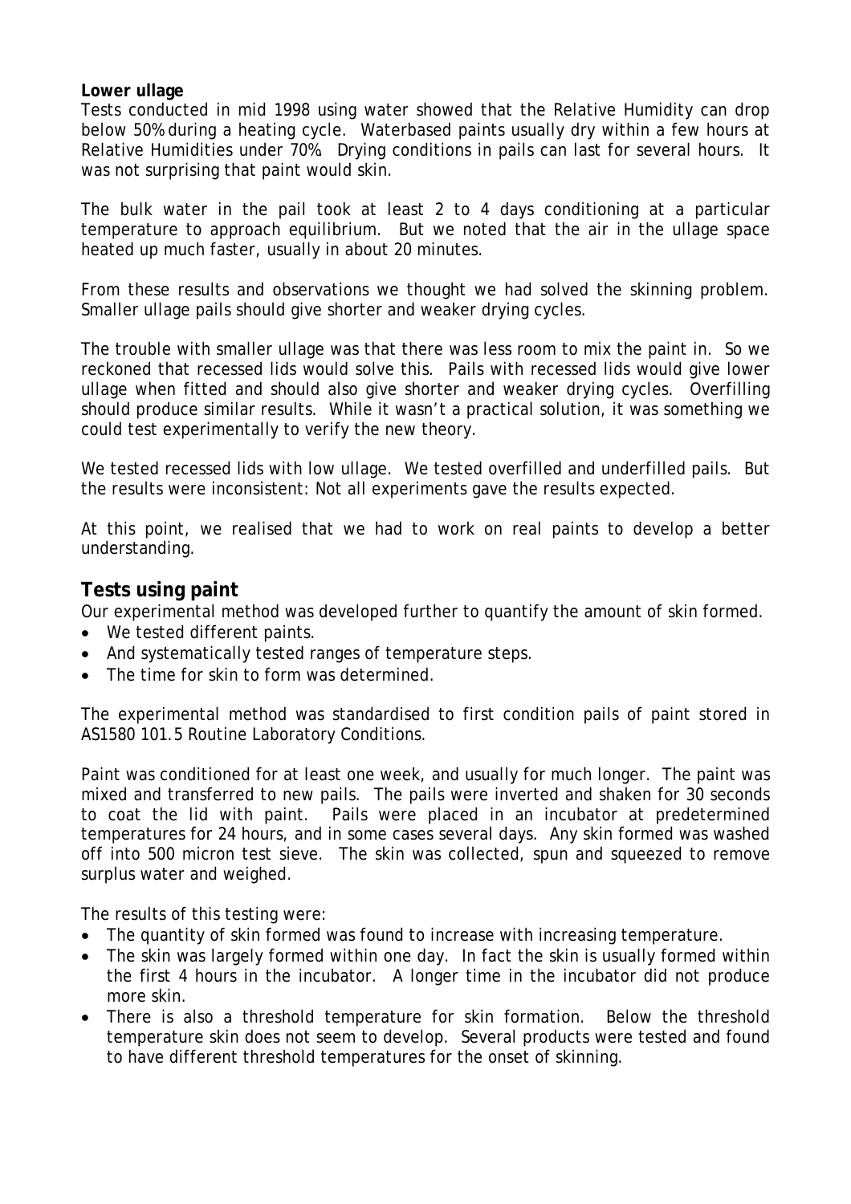**Lower ullage**

Tests conducted in mid 1998 using water showed that the Relative Humidity can drop below 50% during a heating cycle. Waterbased paints usually dry within a few hours at Relative Humidities under 70%. Drying conditions in pails can last for several hours. It was not surprising that paint would skin.

The bulk water in the pail took at least 2 to 4 days conditioning at a particular temperature to approach equilibrium. But we noted that the air in the ullage space heated up much faster, usually in about 20 minutes.

From these results and observations we thought we had solved the skinning problem. Smaller ullage pails should give shorter and weaker drying cycles.

The trouble with smaller ullage was that there was less room to mix the paint in. So we reckoned that recessed lids would solve this. Pails with recessed lids would give lower ullage when fitted and should also give shorter and weaker drying cycles. Overfilling should produce similar results. While it wasn't a practical solution, it was something we could test experimentally to verify the new theory.

We tested recessed lids with low ullage. We tested overfilled and underfilled pails. But the results were inconsistent: Not all experiments gave the results expected.

At this point, we realised that we had to work on real paints to develop a better understanding.

## Tests using paint

Our experimental method was developed further to quantify the amount of skin formed.

- We tested different paints.
- And systematically tested ranges of temperature steps.
- The time for skin to form was determined.

The experimental method was standardised to first condition pails of paint stored in AS1580 101.5 Routine Laboratory Conditions.

Paint was conditioned for at least one week, and usually for much longer. The paint was mixed and transferred to new pails. The pails were inverted and shaken for 30 seconds to coat the lid with paint. Pails were placed in an incubator at predetermined temperatures for 24 hours, and in some cases several days. Any skin formed was washed off into 500 micron test sieve. The skin was collected, spun and squeezed to remove surplus water and weighed.

The results of this testing were:

- The quantity of skin formed was found to increase with increasing temperature.
- The skin was largely formed within one day. In fact the skin is usually formed within the first 4 hours in the incubator. A longer time in the incubator did not produce more skin.
- There is also a threshold temperature for skin formation. Below the threshold temperature skin does not seem to develop. Several products were tested and found to have different threshold temperatures for the onset of skinning.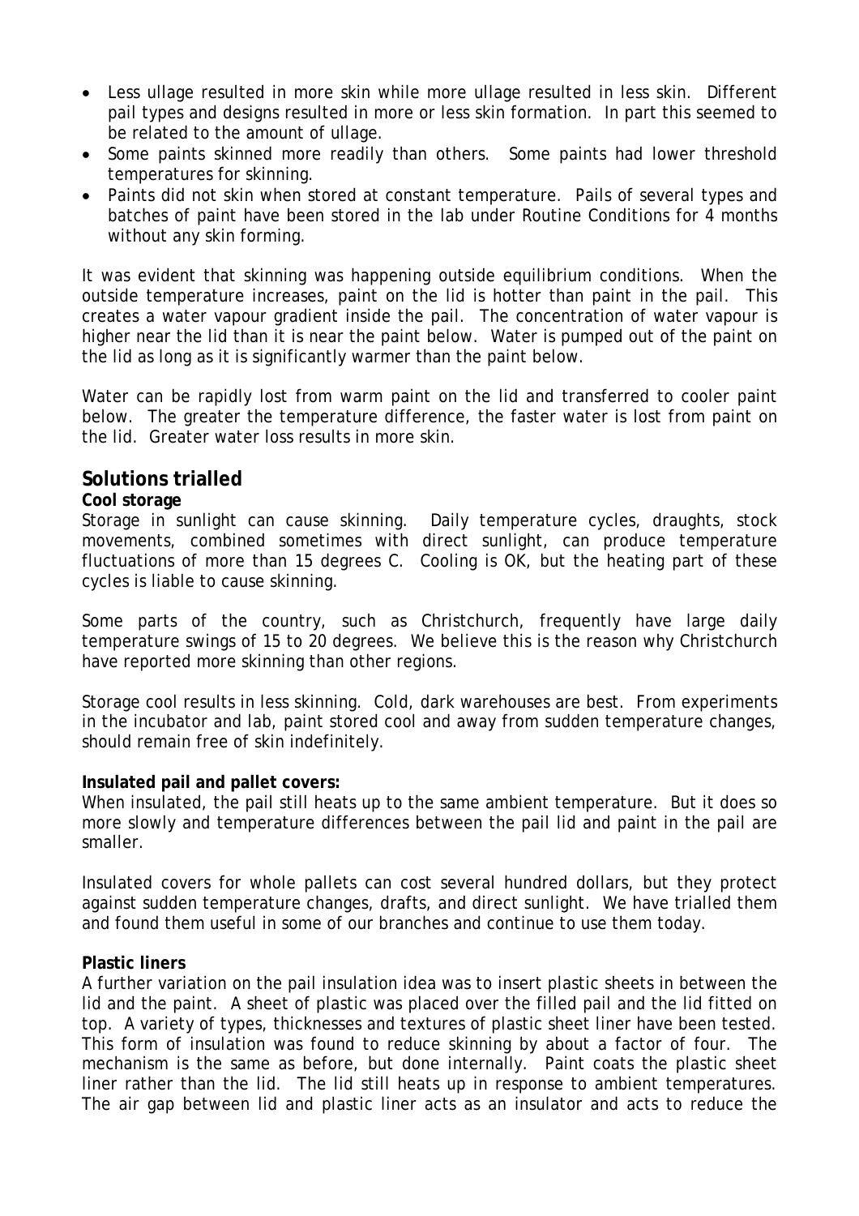- Less ullage resulted in more skin while more ullage resulted in less skin. Different pail types and designs resulted in more or less skin formation. In part this seemed to be related to the amount of ullage.
- Some paints skinned more readily than others. Some paints had lower threshold temperatures for skinning.
- Paints did not skin when stored at constant temperature. Pails of several types and batches of paint have been stored in the lab under Routine Conditions for 4 months without any skin forming.

It was evident that skinning was happening outside equilibrium conditions. When the outside temperature increases, paint on the lid is hotter than paint in the pail. This creates a water vapour gradient inside the pail. The concentration of water vapour is higher near the lid than it is near the paint below. Water is pumped out of the paint on the lid as long as it is significantly warmer than the paint below.

Water can be rapidly lost from warm paint on the lid and transferred to cooler paint below. The greater the temperature difference, the faster water is lost from paint on the lid. Greater water loss results in more skin.

## Solutions trialled

**Cool storage**

Storage in sunlight can cause skinning. Daily temperature cycles, draughts, stock movements, combined sometimes with direct sunlight, can produce temperature fluctuations of more than 15 degrees C. Cooling is OK, but the heating part of these cycles is liable to cause skinning.

Some parts of the country, such as Christchurch, frequently have large daily temperature swings of 15 to 20 degrees. We believe this is the reason why Christchurch have reported more skinning than other regions.

Storage cool results in less skinning. Cold, dark warehouses are best. From experiments in the incubator and lab, paint stored cool and away from sudden temperature changes, should remain free of skin indefinitely.

**Insulated pail and pallet covers:**

When insulated, the pail still heats up to the same ambient temperature. But it does so more slowly and temperature differences between the pail lid and paint in the pail are smaller.

Insulated covers for whole pallets can cost several hundred dollars, but they protect against sudden temperature changes, drafts, and direct sunlight. We have trialled them and found them useful in some of our branches and continue to use them today.

**Plastic liners**

A further variation on the pail insulation idea was to insert plastic sheets in between the lid and the paint. A sheet of plastic was placed over the filled pail and the lid fitted on top. A variety of types, thicknesses and textures of plastic sheet liner have been tested. This form of insulation was found to reduce skinning by about a factor of four. The mechanism is the same as before, but done internally. Paint coats the plastic sheet liner rather than the lid. The lid still heats up in response to ambient temperatures. The air gap between lid and plastic liner acts as an insulator and acts to reduce the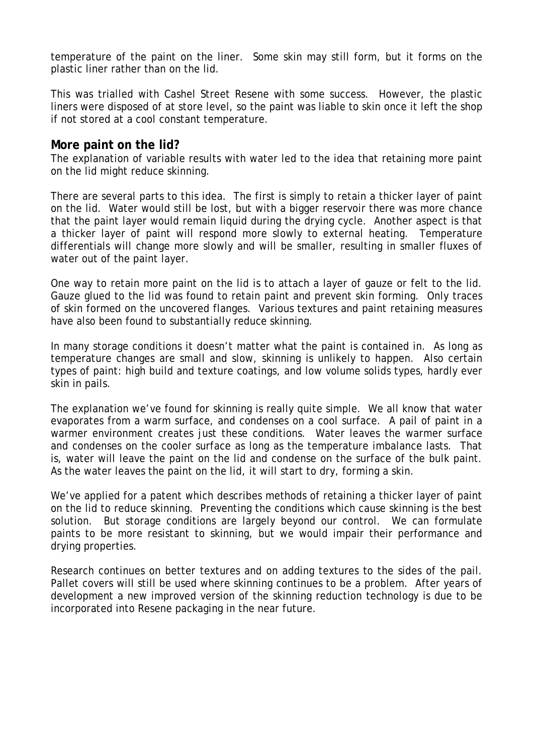temperature of the paint on the liner. Some skin may still form, but it forms on the plastic liner rather than on the lid.

This was trialled with Cashel Street Resene with some success. However, the plastic liners were disposed of at store level, so the paint was liable to skin once it left the shop if not stored at a cool constant temperature.

## More paint on the lid?

The explanation of variable results with water led to the idea that retaining more paint on the lid might reduce skinning.

There are several parts to this idea. The first is simply to retain a thicker layer of paint on the lid. Water would still be lost, but with a bigger reservoir there was more chance that the paint layer would remain liquid during the drying cycle. Another aspect is that a thicker layer of paint will respond more slowly to external heating. Temperature differentials will change more slowly and will be smaller, resulting in smaller fluxes of water out of the paint layer.

One way to retain more paint on the lid is to attach a layer of gauze or felt to the lid. Gauze glued to the lid was found to retain paint and prevent skin forming. Only traces of skin formed on the uncovered flanges. Various textures and paint retaining measures have also been found to substantially reduce skinning.

In many storage conditions it doesn't matter what the paint is contained in. As long as temperature changes are small and slow, skinning is unlikely to happen. Also certain types of paint: high build and texture coatings, and low volume solids types, hardly ever skin in pails.

The explanation we've found for skinning is really quite simple. We all know that water evaporates from a warm surface, and condenses on a cool surface. A pail of paint in a warmer environment creates just these conditions. Water leaves the warmer surface and condenses on the cooler surface as long as the temperature imbalance lasts. That is, water will leave the paint on the lid and condense on the surface of the bulk paint. As the water leaves the paint on the lid, it will start to dry, forming a skin.

We've applied for a patent which describes methods of retaining a thicker layer of paint on the lid to reduce skinning. Preventing the conditions which cause skinning is the best solution. But storage conditions are largely beyond our control. We can formulate paints to be more resistant to skinning, but we would impair their performance and drying properties.

Research continues on better textures and on adding textures to the sides of the pail. Pallet covers will still be used where skinning continues to be a problem. After years of development a new improved version of the skinning reduction technology is due to be incorporated into Resene packaging in the near future.